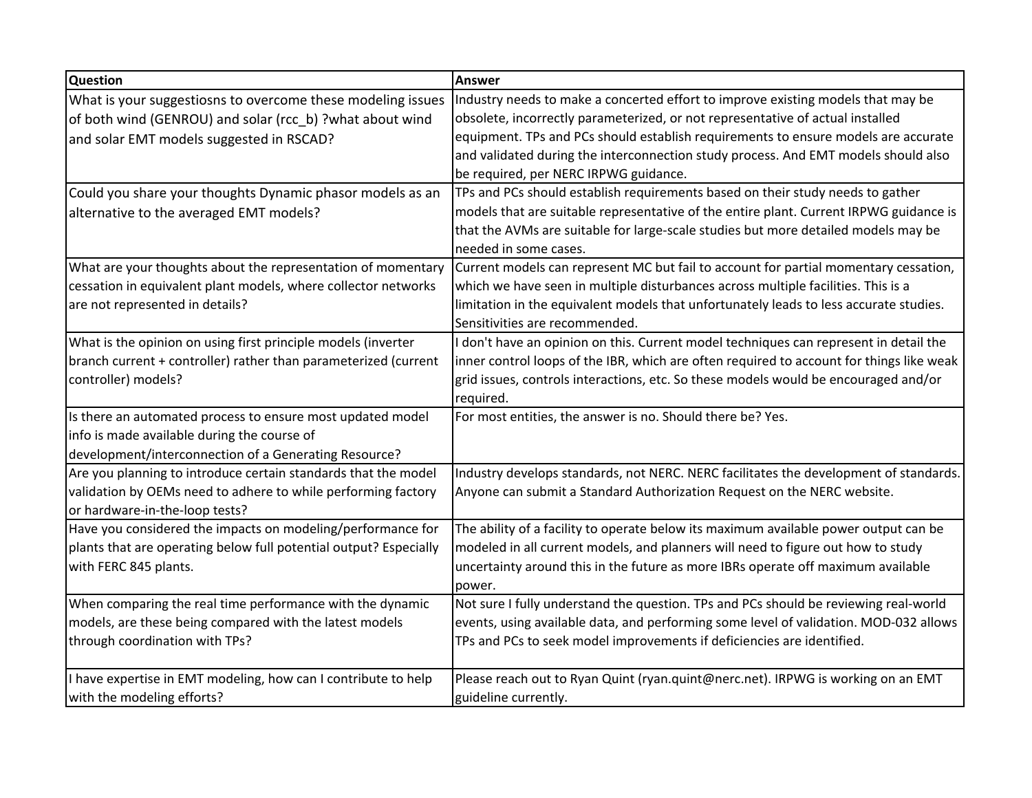| Question | Answer |
|---|---|
| What is your suggestiosns to overcome these modeling issues of both wind (GENROU) and solar (rcc_b) ?what about wind and solar EMT models suggested in RSCAD? | Industry needs to make a concerted effort to improve existing models that may be obsolete, incorrectly parameterized, or not representative of actual installed equipment. TPs and PCs should establish requirements to ensure models are accurate and validated during the interconnection study process. And EMT models should also be required, per NERC IRPWG guidance. |
| Could you share your thoughts Dynamic phasor models as an alternative to the averaged EMT models? | TPs and PCs should establish requirements based on their study needs to gather models that are suitable representative of the entire plant. Current IRPWG guidance is that the AVMs are suitable for large-scale studies but more detailed models may be needed in some cases. |
| What are your thoughts about the representation of momentary cessation in equivalent plant models, where collector networks are not represented in details? | Current models can represent MC but fail to account for partial momentary cessation, which we have seen in multiple disturbances across multiple facilities. This is a limitation in the equivalent models that unfortunately leads to less accurate studies. Sensitivities are recommended. |
| What is the opinion on using first principle models (inverter branch current + controller) rather than parameterized (current controller) models? | I don't have an opinion on this. Current model techniques can represent in detail the inner control loops of the IBR, which are often required to account for things like weak grid issues, controls interactions, etc. So these models would be encouraged and/or required. |
| Is there an automated process to ensure most updated model info is made available during the course of development/interconnection of a Generating Resource? | For most entities, the answer is no. Should there be? Yes. |
| Are you planning to introduce certain standards that the model validation by OEMs need to adhere to while performing factory or hardware-in-the-loop tests? | Industry develops standards, not NERC. NERC facilitates the development of standards. Anyone can submit a Standard Authorization Request on the NERC website. |
| Have you considered the impacts on modeling/performance for plants that are operating below full potential output? Especially with FERC 845 plants. | The ability of a facility to operate below its maximum available power output can be modeled in all current models, and planners will need to figure out how to study uncertainty around this in the future as more IBRs operate off maximum available power. |
| When comparing the real time performance with the dynamic models, are these being compared with the latest models through coordination with TPs? | Not sure I fully understand the question. TPs and PCs should be reviewing real-world events, using available data, and performing some level of validation. MOD-032 allows TPs and PCs to seek model improvements if deficiencies are identified. |
| I have expertise in EMT modeling, how can I contribute to help with the modeling efforts? | Please reach out to Ryan Quint (ryan.quint@nerc.net). IRPWG is working on an EMT guideline currently. |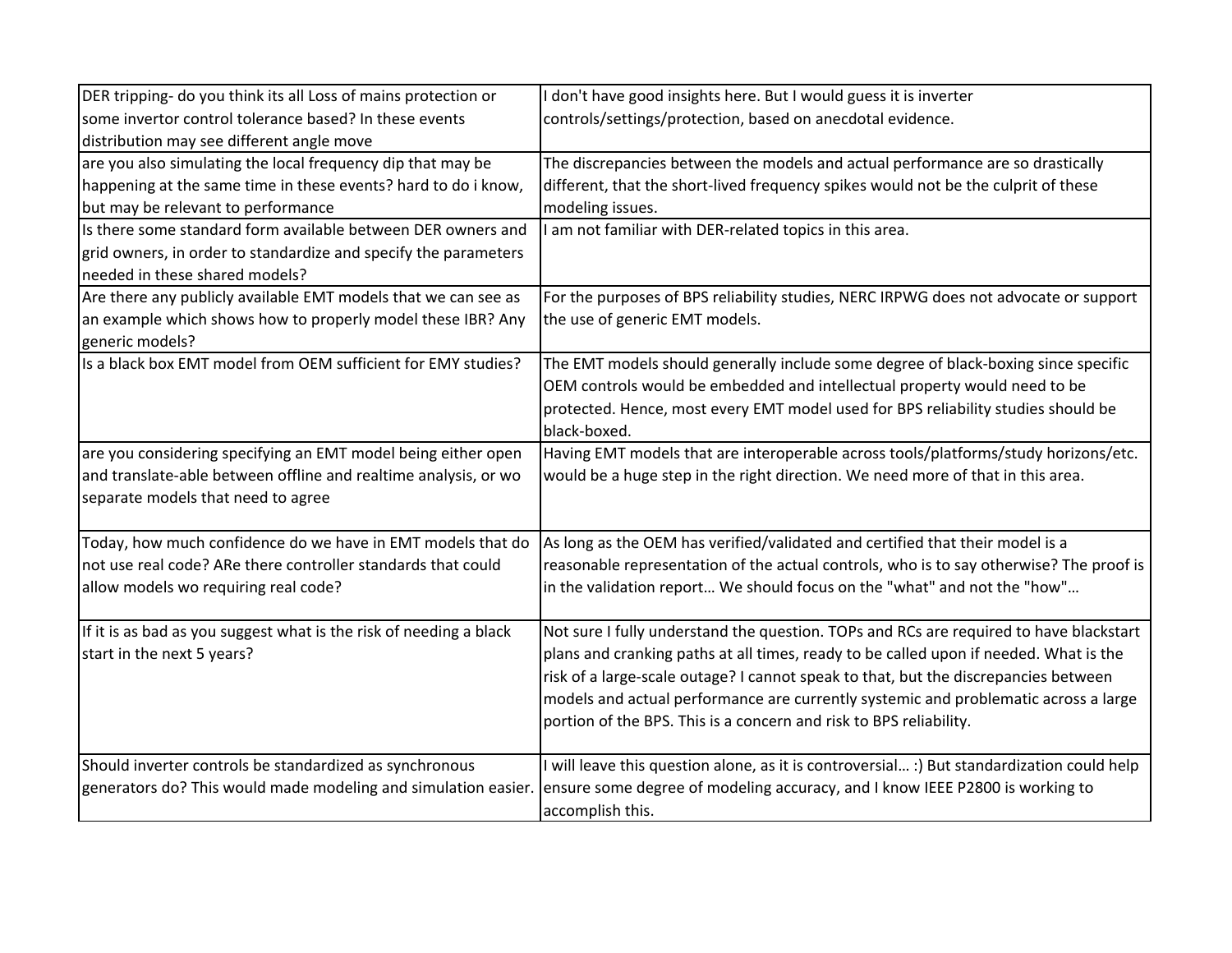| | |
|---|---|
| DER tripping- do you think its all Loss of mains protection or some invertor control tolerance based? In these events distribution may see different angle move | I don't have good insights here. But I would guess it is inverter controls/settings/protection, based on anecdotal evidence. |
| are you also simulating the local frequency dip that may be happening at the same time in these events? hard to do i know, but may be relevant to performance | The discrepancies between the models and actual performance are so drastically different, that the short-lived frequency spikes would not be the culprit of these modeling issues. |
| Is there some standard form available between DER owners and grid owners, in order to standardize and specify the parameters needed in these shared models? | I am not familiar with DER-related topics in this area. |
| Are there any publicly available EMT models that we can see as an example which shows how to properly model these IBR? Any generic models? | For the purposes of BPS reliability studies, NERC IRPWG does not advocate or support the use of generic EMT models. |
| Is a black box EMT model from OEM sufficient for EMY studies? | The EMT models should generally include some degree of black-boxing since specific OEM controls would be embedded and intellectual property would need to be protected. Hence, most every EMT model used for BPS reliability studies should be black-boxed. |
| are you considering specifying an EMT model being either open and translate-able between offline and realtime analysis, or wo separate models that need to agree | Having EMT models that are interoperable across tools/platforms/study horizons/etc. would be a huge step in the right direction. We need more of that in this area. |
| Today, how much confidence do we have in EMT models that do not use real code? ARe there controller standards that could allow models wo requiring real code? | As long as the OEM has verified/validated and certified that their model is a reasonable representation of the actual controls, who is to say otherwise? The proof is in the validation report… We should focus on the "what" and not the "how"… |
| If it is as bad as you suggest what is the risk of needing a black start in the next 5 years? | Not sure I fully understand the question. TOPs and RCs are required to have blackstart plans and cranking paths at all times, ready to be called upon if needed. What is the risk of a large-scale outage? I cannot speak to that, but the discrepancies between models and actual performance are currently systemic and problematic across a large portion of the BPS. This is a concern and risk to BPS reliability. |
| Should inverter controls be standardized as synchronous generators do? This would made modeling and simulation easier. | I will leave this question alone, as it is controversial… :) But standardization could help ensure some degree of modeling accuracy, and I know IEEE P2800 is working to accomplish this. |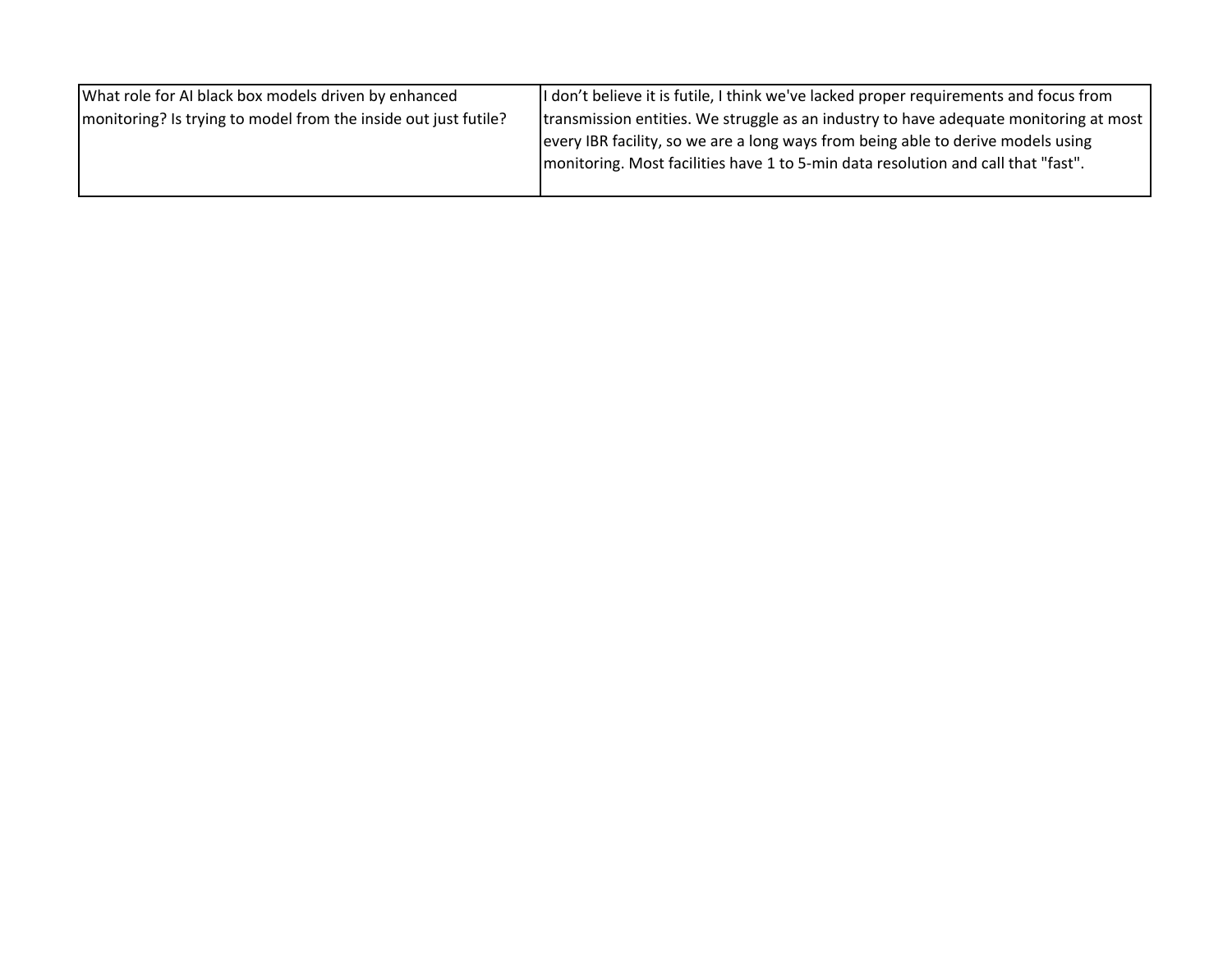| | |
|---|---|
| What role for AI black box models driven by enhanced monitoring? Is trying to model from the inside out just futile? | I don't believe it is futile, I think we've lacked proper requirements and focus from transmission entities. We struggle as an industry to have adequate monitoring at most every IBR facility, so we are a long ways from being able to derive models using monitoring. Most facilities have 1 to 5-min data resolution and call that "fast". |